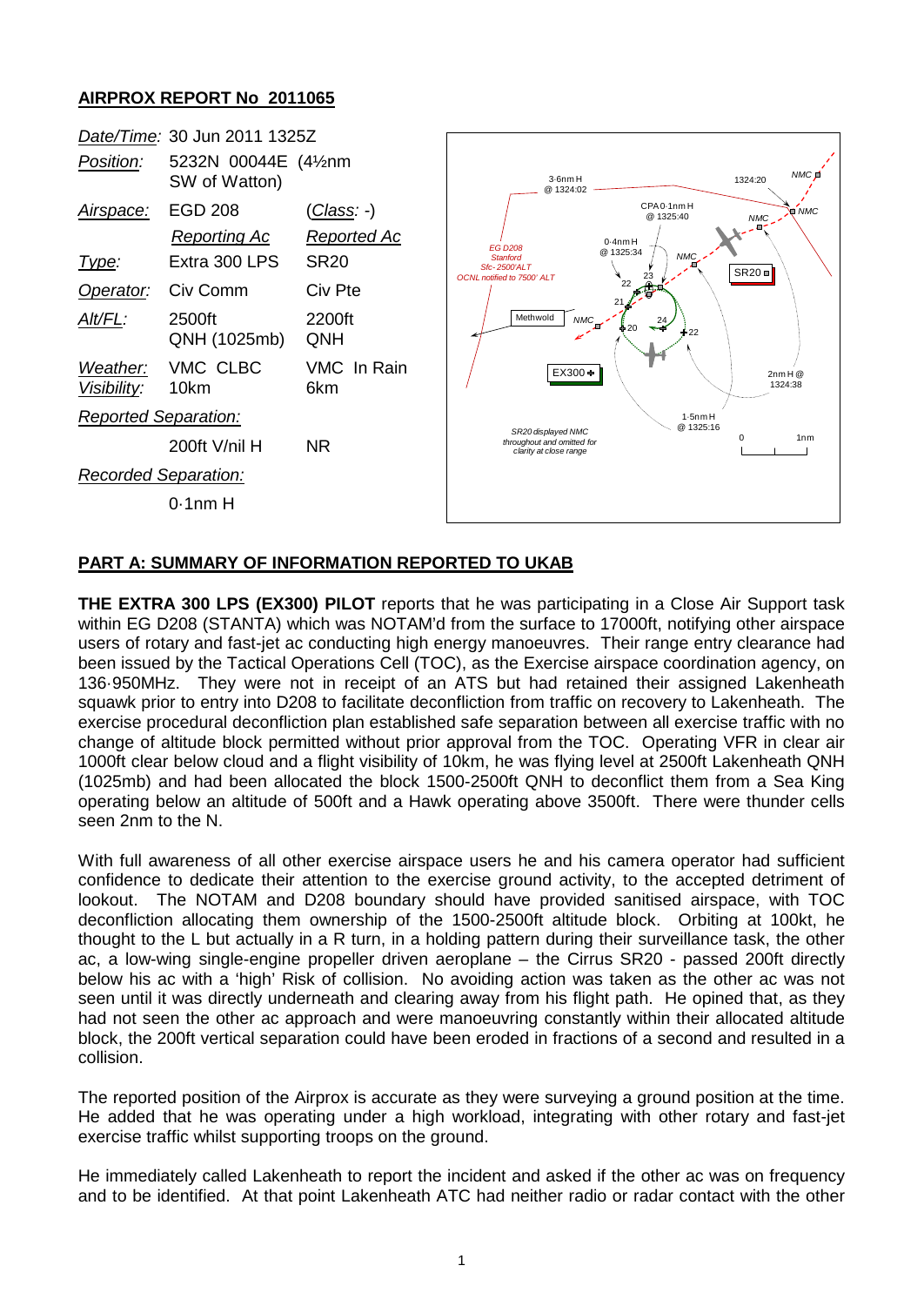## AIRPROX REPORT No 2011065

| | | |
|---|---|---|
| *Date/Time*: | 30 Jun 2011 1325Z | |
| *Position*: | 5232N 00044E (4½nm SW of Watton) | |
| *Airspace*: | EGD 208 | (*Class*: -) |
| | *Reporting Ac* | *Reported Ac* |
| *Type*: | Extra 300 LPS | SR20 |
| *Operator*: | Civ Comm | Civ Pte |
| *Alt/FL*: | 2500ft QNH (1025mb) | 2200ft QNH |
| *Weather*: *Visibility*: | VMC CLBC 10km | VMC In Rain 6km |
| *Reported Separation*: | | |
| | 200ft V/nil H | NR |
| *Recorded Separation*: | | |
| | 0·1nm H | |

## PART A: SUMMARY OF INFORMATION REPORTED TO UKAB

**THE EXTRA 300 LPS (EX300) PILOT** reports that he was participating in a Close Air Support task within EG D208 (STANTA) which was NOTAM'd from the surface to 17000ft, notifying other airspace users of rotary and fast-jet ac conducting high energy manoeuvres. Their range entry clearance had been issued by the Tactical Operations Cell (TOC), as the Exercise airspace coordination agency, on 136·950MHz. They were not in receipt of an ATS but had retained their assigned Lakenheath squawk prior to entry into D208 to facilitate deconfliction from traffic on recovery to Lakenheath. The exercise procedural deconfliction plan established safe separation between all exercise traffic with no change of altitude block permitted without prior approval from the TOC. Operating VFR in clear air 1000ft clear below cloud and a flight visibility of 10km, he was flying level at 2500ft Lakenheath QNH (1025mb) and had been allocated the block 1500-2500ft QNH to deconflict them from a Sea King operating below an altitude of 500ft and a Hawk operating above 3500ft. There were thunder cells seen 2nm to the N.

With full awareness of all other exercise airspace users he and his camera operator had sufficient confidence to dedicate their attention to the exercise ground activity, to the accepted detriment of lookout. The NOTAM and D208 boundary should have provided sanitised airspace, with TOC deconfliction allocating them ownership of the 1500-2500ft altitude block. Orbiting at 100kt, he thought to the L but actually in a R turn, in a holding pattern during their surveillance task, the other ac, a low-wing single-engine propeller driven aeroplane – the Cirrus SR20 - passed 200ft directly below his ac with a 'high' Risk of collision. No avoiding action was taken as the other ac was not seen until it was directly underneath and clearing away from his flight path. He opined that, as they had not seen the other ac approach and were manoeuvring constantly within their allocated altitude block, the 200ft vertical separation could have been eroded in fractions of a second and resulted in a collision.

The reported position of the Airprox is accurate as they were surveying a ground position at the time. He added that he was operating under a high workload, integrating with other rotary and fast-jet exercise traffic whilst supporting troops on the ground.

He immediately called Lakenheath to report the incident and asked if the other ac was on frequency and to be identified. At that point Lakenheath ATC had neither radio or radar contact with the other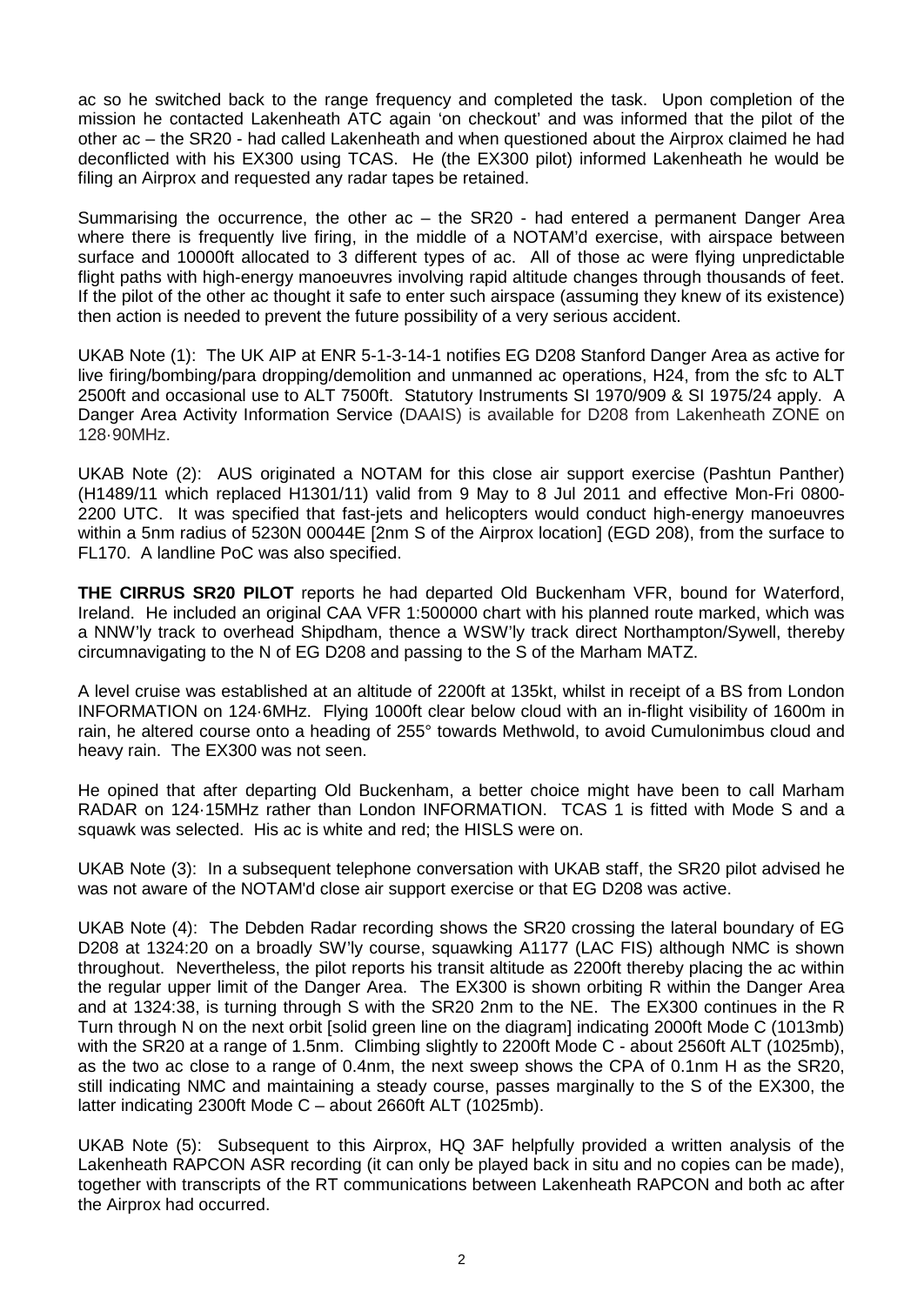ac so he switched back to the range frequency and completed the task. Upon completion of the mission he contacted Lakenheath ATC again 'on checkout' and was informed that the pilot of the other ac – the SR20 - had called Lakenheath and when questioned about the Airprox claimed he had deconflicted with his EX300 using TCAS. He (the EX300 pilot) informed Lakenheath he would be filing an Airprox and requested any radar tapes be retained.

Summarising the occurrence, the other ac – the SR20 - had entered a permanent Danger Area where there is frequently live firing, in the middle of a NOTAM'd exercise, with airspace between surface and 10000ft allocated to 3 different types of ac. All of those ac were flying unpredictable flight paths with high-energy manoeuvres involving rapid altitude changes through thousands of feet. If the pilot of the other ac thought it safe to enter such airspace (assuming they knew of its existence) then action is needed to prevent the future possibility of a very serious accident.

UKAB Note (1): The UK AIP at ENR 5-1-3-14-1 notifies EG D208 Stanford Danger Area as active for live firing/bombing/para dropping/demolition and unmanned ac operations, H24, from the sfc to ALT 2500ft and occasional use to ALT 7500ft. Statutory Instruments SI 1970/909 & SI 1975/24 apply. A Danger Area Activity Information Service (DAAIS) is available for D208 from Lakenheath ZONE on 128·90MHz.

UKAB Note (2): AUS originated a NOTAM for this close air support exercise (Pashtun Panther) (H1489/11 which replaced H1301/11) valid from 9 May to 8 Jul 2011 and effective Mon-Fri 0800-2200 UTC. It was specified that fast-jets and helicopters would conduct high-energy manoeuvres within a 5nm radius of 5230N 00044E [2nm S of the Airprox location] (EGD 208), from the surface to FL170. A landline PoC was also specified.

**THE CIRRUS SR20 PILOT** reports he had departed Old Buckenham VFR, bound for Waterford, Ireland. He included an original CAA VFR 1:500000 chart with his planned route marked, which was a NNW'ly track to overhead Shipdham, thence a WSW'ly track direct Northampton/Sywell, thereby circumnavigating to the N of EG D208 and passing to the S of the Marham MATZ.

A level cruise was established at an altitude of 2200ft at 135kt, whilst in receipt of a BS from London INFORMATION on 124·6MHz. Flying 1000ft clear below cloud with an in-flight visibility of 1600m in rain, he altered course onto a heading of 255° towards Methwold, to avoid Cumulonimbus cloud and heavy rain. The EX300 was not seen.

He opined that after departing Old Buckenham, a better choice might have been to call Marham RADAR on 124·15MHz rather than London INFORMATION. TCAS 1 is fitted with Mode S and a squawk was selected. His ac is white and red; the HISLS were on.

UKAB Note (3): In a subsequent telephone conversation with UKAB staff, the SR20 pilot advised he was not aware of the NOTAM'd close air support exercise or that EG D208 was active.

UKAB Note (4): The Debden Radar recording shows the SR20 crossing the lateral boundary of EG D208 at 1324:20 on a broadly SW'ly course, squawking A1177 (LAC FIS) although NMC is shown throughout. Nevertheless, the pilot reports his transit altitude as 2200ft thereby placing the ac within the regular upper limit of the Danger Area. The EX300 is shown orbiting R within the Danger Area and at 1324:38, is turning through S with the SR20 2nm to the NE. The EX300 continues in the R Turn through N on the next orbit [solid green line on the diagram] indicating 2000ft Mode C (1013mb) with the SR20 at a range of 1.5nm. Climbing slightly to 2200ft Mode C - about 2560ft ALT (1025mb), as the two ac close to a range of 0.4nm, the next sweep shows the CPA of 0.1nm H as the SR20, still indicating NMC and maintaining a steady course, passes marginally to the S of the EX300, the latter indicating 2300ft Mode C – about 2660ft ALT (1025mb).

UKAB Note (5): Subsequent to this Airprox, HQ 3AF helpfully provided a written analysis of the Lakenheath RAPCON ASR recording (it can only be played back in situ and no copies can be made), together with transcripts of the RT communications between Lakenheath RAPCON and both ac after the Airprox had occurred.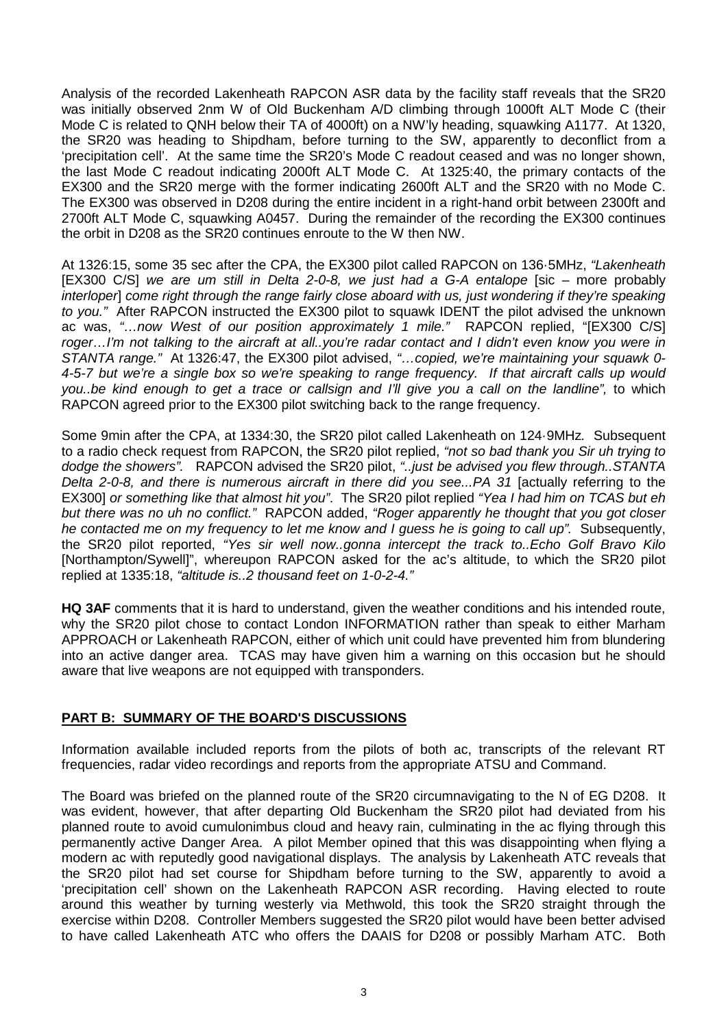Analysis of the recorded Lakenheath RAPCON ASR data by the facility staff reveals that the SR20 was initially observed 2nm W of Old Buckenham A/D climbing through 1000ft ALT Mode C (their Mode C is related to QNH below their TA of 4000ft) on a NW'ly heading, squawking A1177. At 1320, the SR20 was heading to Shipdham, before turning to the SW, apparently to deconflict from a 'precipitation cell'. At the same time the SR20's Mode C readout ceased and was no longer shown, the last Mode C readout indicating 2000ft ALT Mode C. At 1325:40, the primary contacts of the EX300 and the SR20 merge with the former indicating 2600ft ALT and the SR20 with no Mode C. The EX300 was observed in D208 during the entire incident in a right-hand orbit between 2300ft and 2700ft ALT Mode C, squawking A0457. During the remainder of the recording the EX300 continues the orbit in D208 as the SR20 continues enroute to the W then NW.

At 1326:15, some 35 sec after the CPA, the EX300 pilot called RAPCON on 136·5MHz, *"Lakenheath* [EX300 C/S] *we are um still in Delta 2-0-8, we just had a G-A entalope* [sic – more probably *interloper*] *come right through the range fairly close aboard with us, just wondering if they're speaking to you."* After RAPCON instructed the EX300 pilot to squawk IDENT the pilot advised the unknown ac was, *"…now West of our position approximately 1 mile."* RAPCON replied, "[EX300 C/S] *roger…I'm not talking to the aircraft at all..you're radar contact and I didn't even know you were in STANTA range."* At 1326:47, the EX300 pilot advised, *"…copied, we're maintaining your squawk 0-4-5-7 but we're a single box so we're speaking to range frequency. If that aircraft calls up would you..be kind enough to get a trace or callsign and I'll give you a call on the landline",* to which RAPCON agreed prior to the EX300 pilot switching back to the range frequency.

Some 9min after the CPA, at 1334:30, the SR20 pilot called Lakenheath on 124·9MHz. Subsequent to a radio check request from RAPCON, the SR20 pilot replied, *"not so bad thank you Sir uh trying to dodge the showers".* RAPCON advised the SR20 pilot, *"..just be advised you flew through..STANTA Delta 2-0-8, and there is numerous aircraft in there did you see...PA 31* [actually referring to the EX300] *or something like that almost hit you".* The SR20 pilot replied *"Yea I had him on TCAS but eh but there was no uh no conflict."* RAPCON added, *"Roger apparently he thought that you got closer he contacted me on my frequency to let me know and I guess he is going to call up".* Subsequently, the SR20 pilot reported, *"Yes sir well now..gonna intercept the track to..Echo Golf Bravo Kilo* [Northampton/Sywell]", whereupon RAPCON asked for the ac's altitude, to which the SR20 pilot replied at 1335:18, *"altitude is..2 thousand feet on 1-0-2-4."*

**HQ 3AF** comments that it is hard to understand, given the weather conditions and his intended route, why the SR20 pilot chose to contact London INFORMATION rather than speak to either Marham APPROACH or Lakenheath RAPCON, either of which unit could have prevented him from blundering into an active danger area. TCAS may have given him a warning on this occasion but he should aware that live weapons are not equipped with transponders.

## PART B: SUMMARY OF THE BOARD'S DISCUSSIONS

Information available included reports from the pilots of both ac, transcripts of the relevant RT frequencies, radar video recordings and reports from the appropriate ATSU and Command.

The Board was briefed on the planned route of the SR20 circumnavigating to the N of EG D208. It was evident, however, that after departing Old Buckenham the SR20 pilot had deviated from his planned route to avoid cumulonimbus cloud and heavy rain, culminating in the ac flying through this permanently active Danger Area. A pilot Member opined that this was disappointing when flying a modern ac with reputedly good navigational displays. The analysis by Lakenheath ATC reveals that the SR20 pilot had set course for Shipdham before turning to the SW, apparently to avoid a 'precipitation cell' shown on the Lakenheath RAPCON ASR recording. Having elected to route around this weather by turning westerly via Methwold, this took the SR20 straight through the exercise within D208. Controller Members suggested the SR20 pilot would have been better advised to have called Lakenheath ATC who offers the DAAIS for D208 or possibly Marham ATC. Both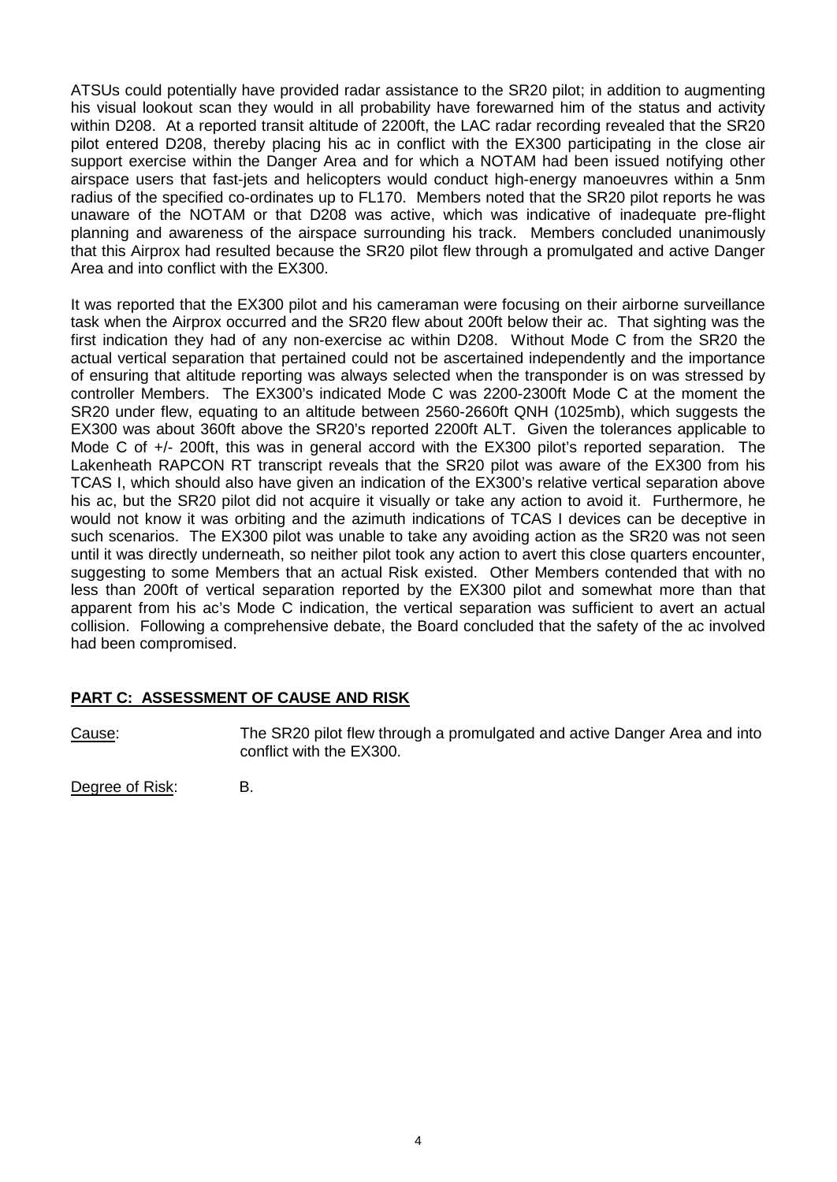ATSUs could potentially have provided radar assistance to the SR20 pilot; in addition to augmenting his visual lookout scan they would in all probability have forewarned him of the status and activity within D208. At a reported transit altitude of 2200ft, the LAC radar recording revealed that the SR20 pilot entered D208, thereby placing his ac in conflict with the EX300 participating in the close air support exercise within the Danger Area and for which a NOTAM had been issued notifying other airspace users that fast-jets and helicopters would conduct high-energy manoeuvres within a 5nm radius of the specified co-ordinates up to FL170. Members noted that the SR20 pilot reports he was unaware of the NOTAM or that D208 was active, which was indicative of inadequate pre-flight planning and awareness of the airspace surrounding his track. Members concluded unanimously that this Airprox had resulted because the SR20 pilot flew through a promulgated and active Danger Area and into conflict with the EX300.

It was reported that the EX300 pilot and his cameraman were focusing on their airborne surveillance task when the Airprox occurred and the SR20 flew about 200ft below their ac. That sighting was the first indication they had of any non-exercise ac within D208. Without Mode C from the SR20 the actual vertical separation that pertained could not be ascertained independently and the importance of ensuring that altitude reporting was always selected when the transponder is on was stressed by controller Members. The EX300's indicated Mode C was 2200-2300ft Mode C at the moment the SR20 under flew, equating to an altitude between 2560-2660ft QNH (1025mb), which suggests the EX300 was about 360ft above the SR20's reported 2200ft ALT. Given the tolerances applicable to Mode C of +/- 200ft, this was in general accord with the EX300 pilot's reported separation. The Lakenheath RAPCON RT transcript reveals that the SR20 pilot was aware of the EX300 from his TCAS I, which should also have given an indication of the EX300's relative vertical separation above his ac, but the SR20 pilot did not acquire it visually or take any action to avoid it. Furthermore, he would not know it was orbiting and the azimuth indications of TCAS I devices can be deceptive in such scenarios. The EX300 pilot was unable to take any avoiding action as the SR20 was not seen until it was directly underneath, so neither pilot took any action to avert this close quarters encounter, suggesting to some Members that an actual Risk existed. Other Members contended that with no less than 200ft of vertical separation reported by the EX300 pilot and somewhat more than that apparent from his ac's Mode C indication, the vertical separation was sufficient to avert an actual collision. Following a comprehensive debate, the Board concluded that the safety of the ac involved had been compromised.

## PART C: ASSESSMENT OF CAUSE AND RISK

Cause: The SR20 pilot flew through a promulgated and active Danger Area and into conflict with the EX300.

Degree of Risk: B.